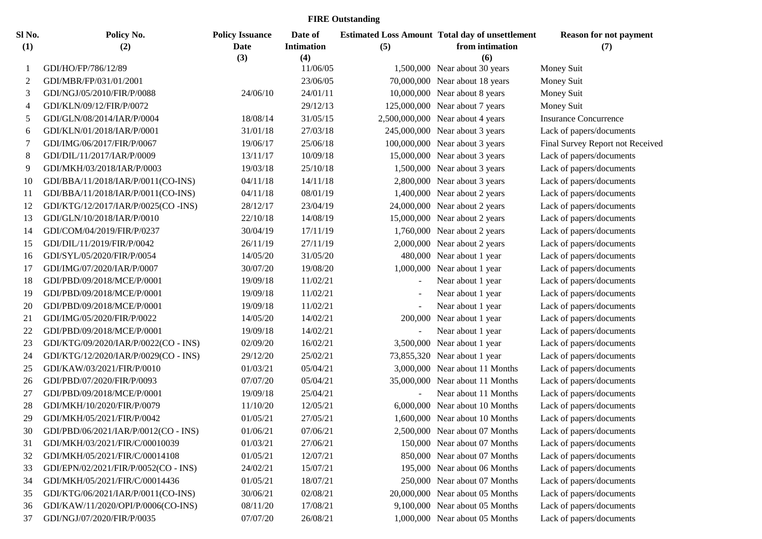# FIRE Outstanding

| Sl No. (1) | Policy No. (2) | Policy Issuance Date (3) | Date of Intimation (4) | Estimated Loss Amount (5) | Total day of unsettlement from intimation (6) | Reason for not payment (7) |
|---|---|---|---|---|---|---|
| 1 | GDI/HO/FP/786/12/89 | | 11/06/05 | 1,500,000 | Near about 30 years | Money Suit |
| 2 | GDI/MBR/FP/031/01/2001 | | 23/06/05 | 70,000,000 | Near about 18 years | Money Suit |
| 3 | GDI/NGJ/05/2010/FIR/P/0088 | 24/06/10 | 24/01/11 | 10,000,000 | Near about 8 years | Money Suit |
| 4 | GDI/KLN/09/12/FIR/P/0072 | | 29/12/13 | 125,000,000 | Near about 7 years | Money Suit |
| 5 | GDI/GLN/08/2014/IAR/P/0004 | 18/08/14 | 31/05/15 | 2,500,000,000 | Near about 4 years | Insurance Concurrence |
| 6 | GDI/KLN/01/2018/IAR/P/0001 | 31/01/18 | 27/03/18 | 245,000,000 | Near about 3 years | Lack of papers/documents |
| 7 | GDI/IMG/06/2017/FIR/P/0067 | 19/06/17 | 25/06/18 | 100,000,000 | Near about 3 years | Final Survey Report not Received |
| 8 | GDI/DIL/11/2017/IAR/P/0009 | 13/11/17 | 10/09/18 | 15,000,000 | Near about 3 years | Lack of papers/documents |
| 9 | GDI/MKH/03/2018/IAR/P/0003 | 19/03/18 | 25/10/18 | 1,500,000 | Near about 3 years | Lack of papers/documents |
| 10 | GDI/BBA/11/2018/IAR/P/0011(CO-INS) | 04/11/18 | 14/11/18 | 2,800,000 | Near about 3 years | Lack of papers/documents |
| 11 | GDI/BBA/11/2018/IAR/P/0011(CO-INS) | 04/11/18 | 08/01/19 | 1,400,000 | Near about 2 years | Lack of papers/documents |
| 12 | GDI/KTG/12/2017/IAR/P/0025(CO -INS) | 28/12/17 | 23/04/19 | 24,000,000 | Near about 2 years | Lack of papers/documents |
| 13 | GDI/GLN/10/2018/IAR/P/0010 | 22/10/18 | 14/08/19 | 15,000,000 | Near about 2 years | Lack of papers/documents |
| 14 | GDI/COM/04/2019/FIR/P/0237 | 30/04/19 | 17/11/19 | 1,760,000 | Near about 2 years | Lack of papers/documents |
| 15 | GDI/DIL/11/2019/FIR/P/0042 | 26/11/19 | 27/11/19 | 2,000,000 | Near about 2 years | Lack of papers/documents |
| 16 | GDI/SYL/05/2020/FIR/P/0054 | 14/05/20 | 31/05/20 | 480,000 | Near about 1 year | Lack of papers/documents |
| 17 | GDI/IMG/07/2020/IAR/P/0007 | 30/07/20 | 19/08/20 | 1,000,000 | Near about 1 year | Lack of papers/documents |
| 18 | GDI/PBD/09/2018/MCE/P/0001 | 19/09/18 | 11/02/21 | - | Near about 1 year | Lack of papers/documents |
| 19 | GDI/PBD/09/2018/MCE/P/0001 | 19/09/18 | 11/02/21 | - | Near about 1 year | Lack of papers/documents |
| 20 | GDI/PBD/09/2018/MCE/P/0001 | 19/09/18 | 11/02/21 | - | Near about 1 year | Lack of papers/documents |
| 21 | GDI/IMG/05/2020/FIR/P/0022 | 14/05/20 | 14/02/21 | 200,000 | Near about 1 year | Lack of papers/documents |
| 22 | GDI/PBD/09/2018/MCE/P/0001 | 19/09/18 | 14/02/21 | - | Near about 1 year | Lack of papers/documents |
| 23 | GDI/KTG/09/2020/IAR/P/0022(CO - INS) | 02/09/20 | 16/02/21 | 3,500,000 | Near about 1 year | Lack of papers/documents |
| 24 | GDI/KTG/12/2020/IAR/P/0029(CO - INS) | 29/12/20 | 25/02/21 | 73,855,320 | Near about 1 year | Lack of papers/documents |
| 25 | GDI/KAW/03/2021/FIR/P/0010 | 01/03/21 | 05/04/21 | 3,000,000 | Near about 11 Months | Lack of papers/documents |
| 26 | GDI/PBD/07/2020/FIR/P/0093 | 07/07/20 | 05/04/21 | 35,000,000 | Near about 11 Months | Lack of papers/documents |
| 27 | GDI/PBD/09/2018/MCE/P/0001 | 19/09/18 | 25/04/21 | - | Near about 11 Months | Lack of papers/documents |
| 28 | GDI/MKH/10/2020/FIR/P/0079 | 11/10/20 | 12/05/21 | 6,000,000 | Near about 10 Months | Lack of papers/documents |
| 29 | GDI/MKH/05/2021/FIR/P/0042 | 01/05/21 | 27/05/21 | 1,600,000 | Near about 10 Months | Lack of papers/documents |
| 30 | GDI/PBD/06/2021/IAR/P/0012(CO - INS) | 01/06/21 | 07/06/21 | 2,500,000 | Near about 07 Months | Lack of papers/documents |
| 31 | GDI/MKH/03/2021/FIR/C/00010039 | 01/03/21 | 27/06/21 | 150,000 | Near about 07 Months | Lack of papers/documents |
| 32 | GDI/MKH/05/2021/FIR/C/00014108 | 01/05/21 | 12/07/21 | 850,000 | Near about 07 Months | Lack of papers/documents |
| 33 | GDI/EPN/02/2021/FIR/P/0052(CO - INS) | 24/02/21 | 15/07/21 | 195,000 | Near about 06 Months | Lack of papers/documents |
| 34 | GDI/MKH/05/2021/FIR/C/00014436 | 01/05/21 | 18/07/21 | 250,000 | Near about 07 Months | Lack of papers/documents |
| 35 | GDI/KTG/06/2021/IAR/P/0011(CO-INS) | 30/06/21 | 02/08/21 | 20,000,000 | Near about 05 Months | Lack of papers/documents |
| 36 | GDI/KAW/11/2020/OPI/P/0006(CO-INS) | 08/11/20 | 17/08/21 | 9,100,000 | Near about 05 Months | Lack of papers/documents |
| 37 | GDI/NGJ/07/2020/FIR/P/0035 | 07/07/20 | 26/08/21 | 1,000,000 | Near about 05 Months | Lack of papers/documents |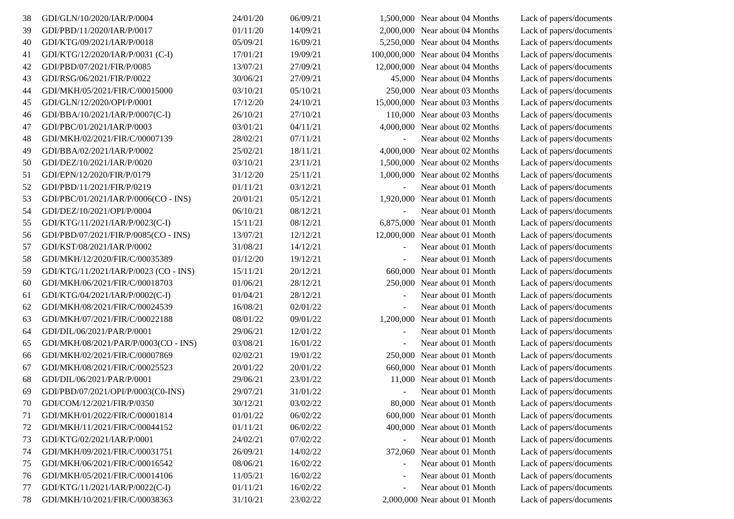| | | | | | | |
|---|---|---|---|---|---|---|
| 38 | GDI/GLN/10/2020/IAR/P/0004 | 24/01/20 | 06/09/21 | 1,500,000 | Near about 04 Months | Lack of papers/documents |
| 39 | GDI/PBD/11/2020/IAR/P/0017 | 01/11/20 | 14/09/21 | 2,000,000 | Near about 04 Months | Lack of papers/documents |
| 40 | GDI/KTG/09/2021/IAR/P/0018 | 05/09/21 | 16/09/21 | 5,250,000 | Near about 04 Months | Lack of papers/documents |
| 41 | GDI/KTG/12/2020/IAR/P/0031 (C-I) | 17/01/21 | 19/09/21 | 100,000,000 | Near about 04 Months | Lack of papers/documents |
| 42 | GDI/PBD/07/2021/FIR/P/0085 | 13/07/21 | 27/09/21 | 12,000,000 | Near about 04 Months | Lack of papers/documents |
| 43 | GDI/RSG/06/2021/FIR/P/0022 | 30/06/21 | 27/09/21 | 45,000 | Near about 04 Months | Lack of papers/documents |
| 44 | GDI/MKH/05/2021/FIR/C/00015000 | 03/10/21 | 05/10/21 | 250,000 | Near about 03 Months | Lack of papers/documents |
| 45 | GDI/GLN/12/2020/OPI/P/0001 | 17/12/20 | 24/10/21 | 15,000,000 | Near about 03 Months | Lack of papers/documents |
| 46 | GDI/BBA/10/2021/IAR/P/0007(C-I) | 26/10/21 | 27/10/21 | 110,000 | Near about 03 Months | Lack of papers/documents |
| 47 | GDI/PBC/01/2021/IAR/P/0003 | 03/01/21 | 04/11/21 | 4,000,000 | Near about 02 Months | Lack of papers/documents |
| 48 | GDI/MKH/02/2021/FIR/C/00007139 | 28/02/21 | 07/11/21 | - | Near about 02 Months | Lack of papers/documents |
| 49 | GDI/BBA/02/2021/IAR/P/0002 | 25/02/21 | 18/11/21 | 4,000,000 | Near about 02 Months | Lack of papers/documents |
| 50 | GDI/DEZ/10/2021/IAR/P/0020 | 03/10/21 | 23/11/21 | 1,500,000 | Near about 02 Months | Lack of papers/documents |
| 51 | GDI/EPN/12/2020/FIR/P/0179 | 31/12/20 | 25/11/21 | 1,000,000 | Near about 02 Months | Lack of papers/documents |
| 52 | GDI/PBD/11/2021/FIR/P/0219 | 01/11/21 | 03/12/21 | - | Near about 01 Month | Lack of papers/documents |
| 53 | GDI/PBC/01/2021/IAR/P/0006(CO - INS) | 20/01/21 | 05/12/21 | 1,920,000 | Near about 01 Month | Lack of papers/documents |
| 54 | GDI/DEZ/10/2021/OPI/P/0004 | 06/10/21 | 08/12/21 | - | Near about 01 Month | Lack of papers/documents |
| 55 | GDI/KTG/11/2021/IAR/P/0023(C-I) | 15/11/21 | 08/12/21 | 6,875,000 | Near about 01 Month | Lack of papers/documents |
| 56 | GDI/PBD/07/2021/FIR/P/0085(CO - INS) | 13/07/21 | 12/12/21 | 12,000,000 | Near about 01 Month | Lack of papers/documents |
| 57 | GDI/KST/08/2021/IAR/P/0002 | 31/08/21 | 14/12/21 | - | Near about 01 Month | Lack of papers/documents |
| 58 | GDI/MKH/12/2020/FIR/C/00035389 | 01/12/20 | 19/12/21 | - | Near about 01 Month | Lack of papers/documents |
| 59 | GDI/KTG/11/2021/IAR/P/0023 (CO - INS) | 15/11/21 | 20/12/21 | 660,000 | Near about 01 Month | Lack of papers/documents |
| 60 | GDI/MKH/06/2021/FIR/C/00018703 | 01/06/21 | 28/12/21 | 250,000 | Near about 01 Month | Lack of papers/documents |
| 61 | GDI/KTG/04/2021/IAR/P/0002(C-I) | 01/04/21 | 28/12/21 | - | Near about 01 Month | Lack of papers/documents |
| 62 | GDI/MKH/08/2021/FIR/C/00024539 | 16/08/21 | 02/01/22 | - | Near about 01 Month | Lack of papers/documents |
| 63 | GDI/MKH/07/2021/FIR/C/00022188 | 08/01/22 | 09/01/22 | 1,200,000 | Near about 01 Month | Lack of papers/documents |
| 64 | GDI/DIL/06/2021/PAR/P/0001 | 29/06/21 | 12/01/22 | - | Near about 01 Month | Lack of papers/documents |
| 65 | GDI/MKH/08/2021/PAR/P/0003(CO - INS) | 03/08/21 | 16/01/22 | - | Near about 01 Month | Lack of papers/documents |
| 66 | GDI/MKH/02/2021/FIR/C/00007869 | 02/02/21 | 19/01/22 | 250,000 | Near about 01 Month | Lack of papers/documents |
| 67 | GDI/MKH/08/2021/FIR/C/00025523 | 20/01/22 | 20/01/22 | 660,000 | Near about 01 Month | Lack of papers/documents |
| 68 | GDI/DIL/06/2021/PAR/P/0001 | 29/06/21 | 23/01/22 | 11,000 | Near about 01 Month | Lack of papers/documents |
| 69 | GDI/PBD/07/2021/OPI/P/0003(C0-INS) | 29/07/21 | 31/01/22 | - | Near about 01 Month | Lack of papers/documents |
| 70 | GDI/COM/12/2021/FIR/P/0350 | 30/12/21 | 03/02/22 | 80,000 | Near about 01 Month | Lack of papers/documents |
| 71 | GDI/MKH/01/2022/FIR/C/00001814 | 01/01/22 | 06/02/22 | 600,000 | Near about 01 Month | Lack of papers/documents |
| 72 | GDI/MKH/11/2021/FIR/C/00044152 | 01/11/21 | 06/02/22 | 400,000 | Near about 01 Month | Lack of papers/documents |
| 73 | GDI/KTG/02/2021/IAR/P/0001 | 24/02/21 | 07/02/22 | - | Near about 01 Month | Lack of papers/documents |
| 74 | GDI/MKH/09/2021/FIR/C/00031751 | 26/09/21 | 14/02/22 | 372,060 | Near about 01 Month | Lack of papers/documents |
| 75 | GDI/MKH/06/2021/FIR/C/00016542 | 08/06/21 | 16/02/22 | - | Near about 01 Month | Lack of papers/documents |
| 76 | GDI/MKH/05/2021/FIR/C/00014106 | 11/05/21 | 16/02/22 | - | Near about 01 Month | Lack of papers/documents |
| 77 | GDI/KTG/11/2021/IAR/P/0022(C-I) | 01/11/21 | 16/02/22 | - | Near about 01 Month | Lack of papers/documents |
| 78 | GDI/MKH/10/2021/FIR/C/00038363 | 31/10/21 | 23/02/22 | 2,000,000 | Near about 01 Month | Lack of papers/documents |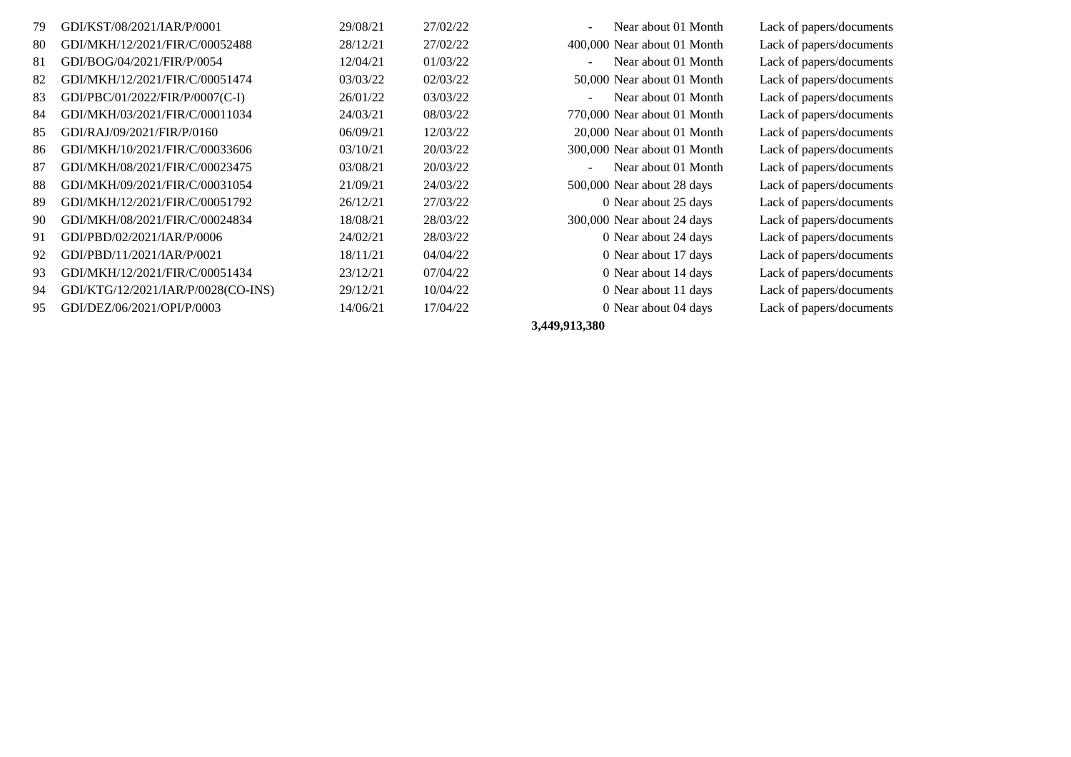| | | | | | | |
|---|---|---|---|---|---|---|
| 79 | GDI/KST/08/2021/IAR/P/0001 | 29/08/21 | 27/02/22 | - | Near about 01 Month | Lack of papers/documents |
| 80 | GDI/MKH/12/2021/FIR/C/00052488 | 28/12/21 | 27/02/22 | 400,000 | Near about 01 Month | Lack of papers/documents |
| 81 | GDI/BOG/04/2021/FIR/P/0054 | 12/04/21 | 01/03/22 | - | Near about 01 Month | Lack of papers/documents |
| 82 | GDI/MKH/12/2021/FIR/C/00051474 | 03/03/22 | 02/03/22 | 50,000 | Near about 01 Month | Lack of papers/documents |
| 83 | GDI/PBC/01/2022/FIR/P/0007(C-I) | 26/01/22 | 03/03/22 | - | Near about 01 Month | Lack of papers/documents |
| 84 | GDI/MKH/03/2021/FIR/C/00011034 | 24/03/21 | 08/03/22 | 770,000 | Near about 01 Month | Lack of papers/documents |
| 85 | GDI/RAJ/09/2021/FIR/P/0160 | 06/09/21 | 12/03/22 | 20,000 | Near about 01 Month | Lack of papers/documents |
| 86 | GDI/MKH/10/2021/FIR/C/00033606 | 03/10/21 | 20/03/22 | 300,000 | Near about 01 Month | Lack of papers/documents |
| 87 | GDI/MKH/08/2021/FIR/C/00023475 | 03/08/21 | 20/03/22 | - | Near about 01 Month | Lack of papers/documents |
| 88 | GDI/MKH/09/2021/FIR/C/00031054 | 21/09/21 | 24/03/22 | 500,000 | Near about 28 days | Lack of papers/documents |
| 89 | GDI/MKH/12/2021/FIR/C/00051792 | 26/12/21 | 27/03/22 | 0 | Near about 25 days | Lack of papers/documents |
| 90 | GDI/MKH/08/2021/FIR/C/00024834 | 18/08/21 | 28/03/22 | 300,000 | Near about 24 days | Lack of papers/documents |
| 91 | GDI/PBD/02/2021/IAR/P/0006 | 24/02/21 | 28/03/22 | 0 | Near about 24 days | Lack of papers/documents |
| 92 | GDI/PBD/11/2021/IAR/P/0021 | 18/11/21 | 04/04/22 | 0 | Near about 17 days | Lack of papers/documents |
| 93 | GDI/MKH/12/2021/FIR/C/00051434 | 23/12/21 | 07/04/22 | 0 | Near about 14 days | Lack of papers/documents |
| 94 | GDI/KTG/12/2021/IAR/P/0028(CO-INS) | 29/12/21 | 10/04/22 | 0 | Near about 11 days | Lack of papers/documents |
| 95 | GDI/DEZ/06/2021/OPI/P/0003 | 14/06/21 | 17/04/22 | 0 | Near about 04 days | Lack of papers/documents |
| | | | | **3,449,913,380** | | |